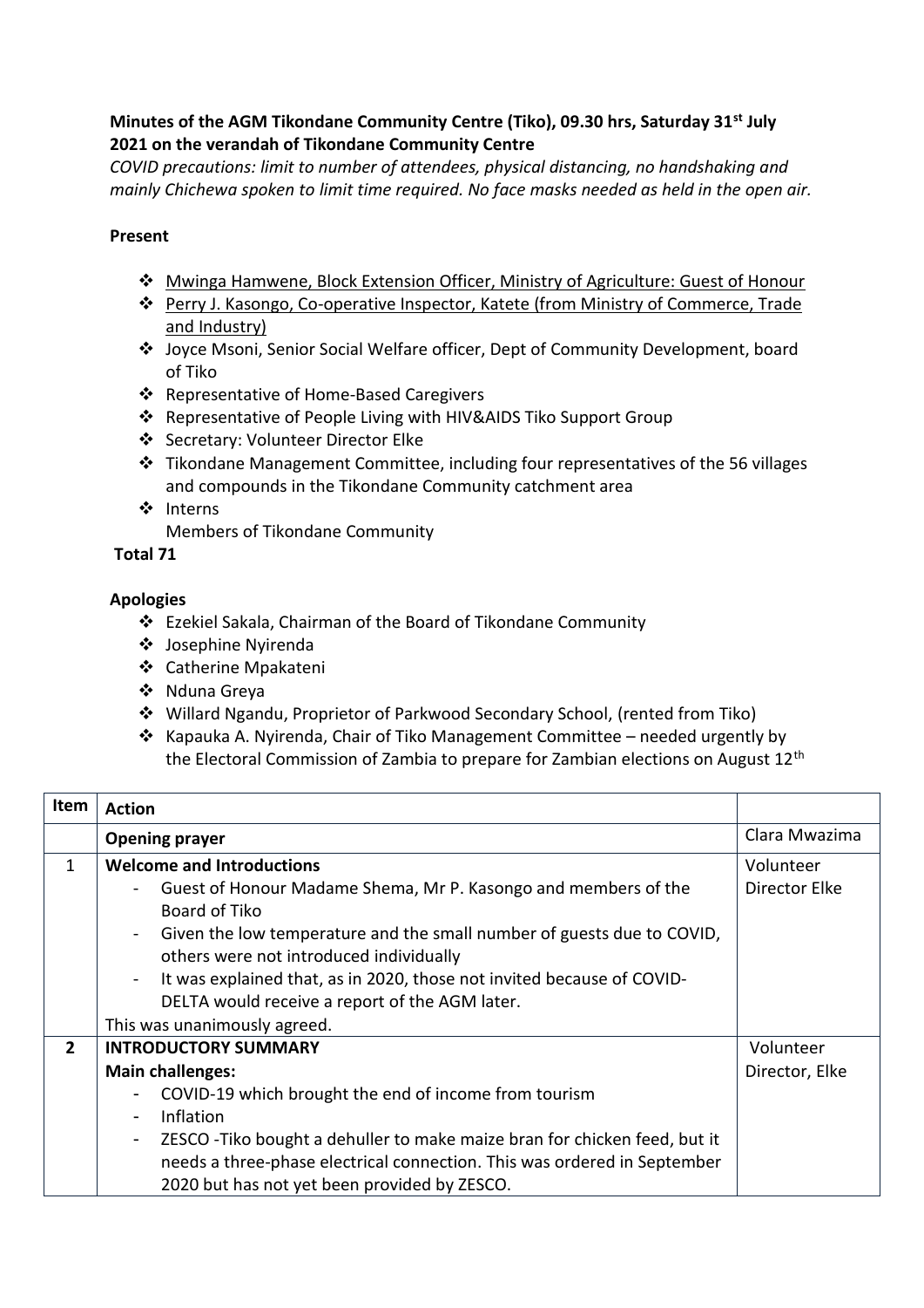**Minutes of the AGM Tikondane Community Centre (Tiko), 09.30 hrs, Saturday 31st July 2021 on the verandah of Tikondane Community Centre**

*COVID precautions: limit to number of attendees, physical distancing, no handshaking and mainly Chichewa spoken to limit time required. No face masks needed as held in the open air.*

**Present**

- Mwinga Hamwene, Block Extension Officer, Ministry of Agriculture: Guest of Honour
- Perry J. Kasongo, Co-operative Inspector, Katete (from Ministry of Commerce, Trade and Industry)
- Joyce Msoni, Senior Social Welfare officer, Dept of Community Development, board of Tiko
- Representative of Home-Based Caregivers
- Representative of People Living with HIV&AIDS Tiko Support Group
- Secretary: Volunteer Director Elke
- Tikondane Management Committee, including four representatives of the 56 villages and compounds in the Tikondane Community catchment area
- Interns
  Members of Tikondane Community

**Total 71**

**Apologies**

- Ezekiel Sakala, Chairman of the Board of Tikondane Community
- Josephine Nyirenda
- Catherine Mpakateni
- Nduna Greya
- Willard Ngandu, Proprietor of Parkwood Secondary School, (rented from Tiko)
- Kapauka A. Nyirenda, Chair of Tiko Management Committee – needed urgently by the Electoral Commission of Zambia to prepare for Zambian elections on August 12th

| Item | Action | |
|---|---|---|
| | **Opening prayer** | Clara Mwazima |
| 1 | **Welcome and Introductions**<br>- Guest of Honour Madame Shema, Mr P. Kasongo and members of the Board of Tiko<br>- Given the low temperature and the small number of guests due to COVID, others were not introduced individually<br>- It was explained that, as in 2020, those not invited because of COVID-DELTA would receive a report of the AGM later.<br>This was unanimously agreed. | Volunteer Director Elke |
| **2** | **INTRODUCTORY SUMMARY**<br>**Main challenges:**<br>- COVID-19 which brought the end of income from tourism<br>- Inflation<br>- ZESCO -Tiko bought a dehuller to make maize bran for chicken feed, but it needs a three-phase electrical connection. This was ordered in September 2020 but has not yet been provided by ZESCO. | Volunteer Director, Elke |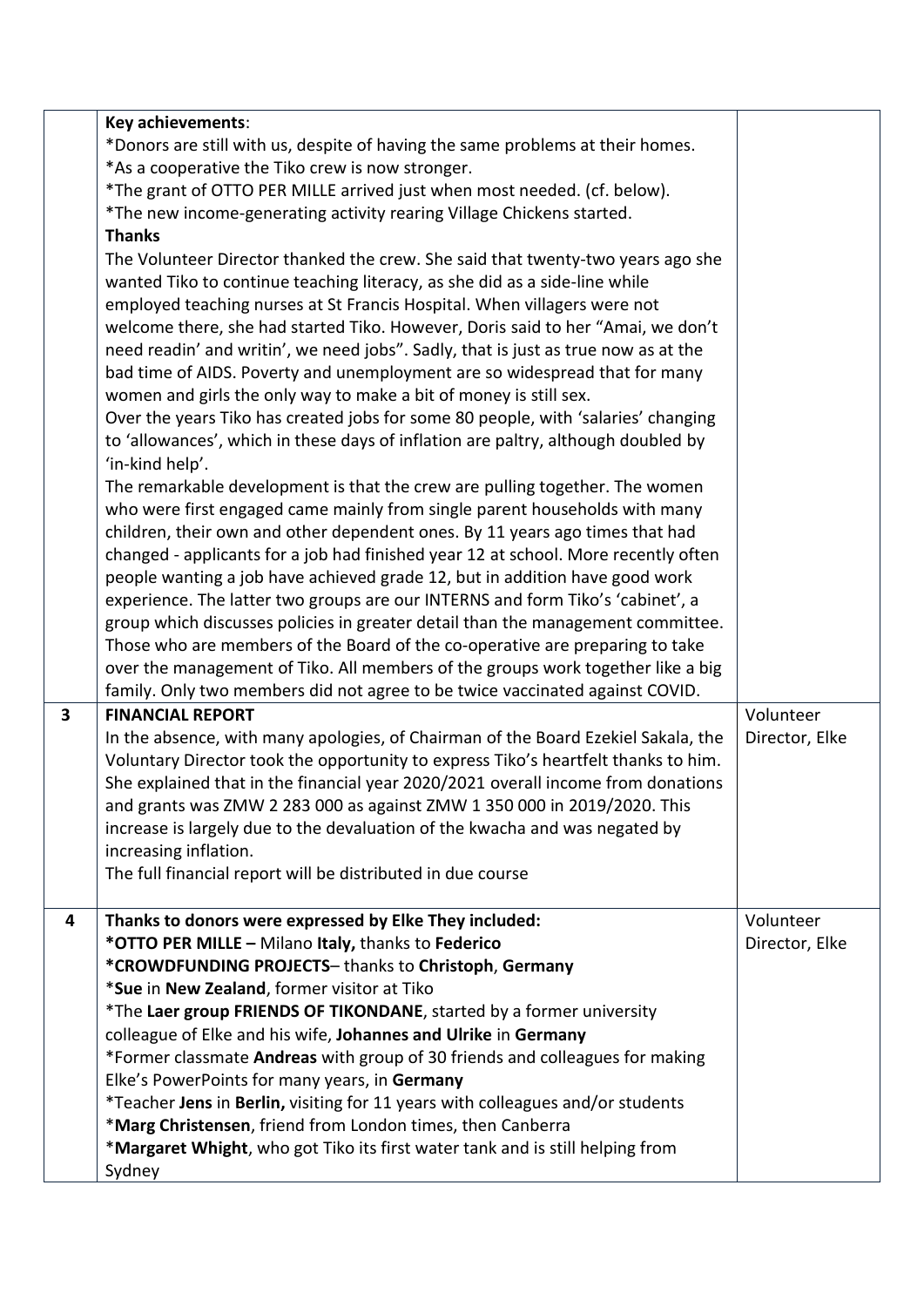| | | |
|---|---|---|
| | **Key achievements**:<br>*Donors are still with us, despite of having the same problems at their homes.<br>*As a cooperative the Tiko crew is now stronger.<br>*The grant of OTTO PER MILLE arrived just when most needed. (cf. below).<br>*The new income-generating activity rearing Village Chickens started.<br>**Thanks**<br>The Volunteer Director thanked the crew. She said that twenty-two years ago she wanted Tiko to continue teaching literacy, as she did as a side-line while employed teaching nurses at St Francis Hospital. When villagers were not welcome there, she had started Tiko. However, Doris said to her "Amai, we don't need readin' and writin', we need jobs". Sadly, that is just as true now as at the bad time of AIDS. Poverty and unemployment are so widespread that for many women and girls the only way to make a bit of money is still sex.<br>Over the years Tiko has created jobs for some 80 people, with 'salaries' changing to 'allowances', which in these days of inflation are paltry, although doubled by 'in-kind help'.<br>The remarkable development is that the crew are pulling together. The women who were first engaged came mainly from single parent households with many children, their own and other dependent ones. By 11 years ago times that had changed - applicants for a job had finished year 12 at school. More recently often people wanting a job have achieved grade 12, but in addition have good work experience. The latter two groups are our INTERNS and form Tiko's 'cabinet', a group which discusses policies in greater detail than the management committee. Those who are members of the Board of the co-operative are preparing to take over the management of Tiko. All members of the groups work together like a big family. Only two members did not agree to be twice vaccinated against COVID. | |
| **3** | **FINANCIAL REPORT**<br>In the absence, with many apologies, of Chairman of the Board Ezekiel Sakala, the Voluntary Director took the opportunity to express Tiko's heartfelt thanks to him. She explained that in the financial year 2020/2021 overall income from donations and grants was ZMW 2 283 000 as against ZMW 1 350 000 in 2019/2020. This increase is largely due to the devaluation of the kwacha and was negated by increasing inflation.<br>The full financial report will be distributed in due course | Volunteer Director, Elke |
| **4** | **Thanks to donors were expressed by Elke They included:**<br>***OTTO PER MILLE –** Milano **Italy,** thanks to **Federico**<br>***CROWDFUNDING PROJECTS**– thanks to **Christoph**, **Germany**<br>***Sue** in **New Zealand**, former visitor at Tiko<br>*The **Laer group FRIENDS OF TIKONDANE**, started by a former university colleague of Elke and his wife, **Johannes and Ulrike** in **Germany**<br>*Former classmate **Andreas** with group of 30 friends and colleagues for making Elke's PowerPoints for many years, in **Germany**<br>*Teacher **Jens** in **Berlin,** visiting for 11 years with colleagues and/or students<br>***Marg Christensen**, friend from London times, then Canberra<br>***Margaret Whight**, who got Tiko its first water tank and is still helping from Sydney | Volunteer Director, Elke |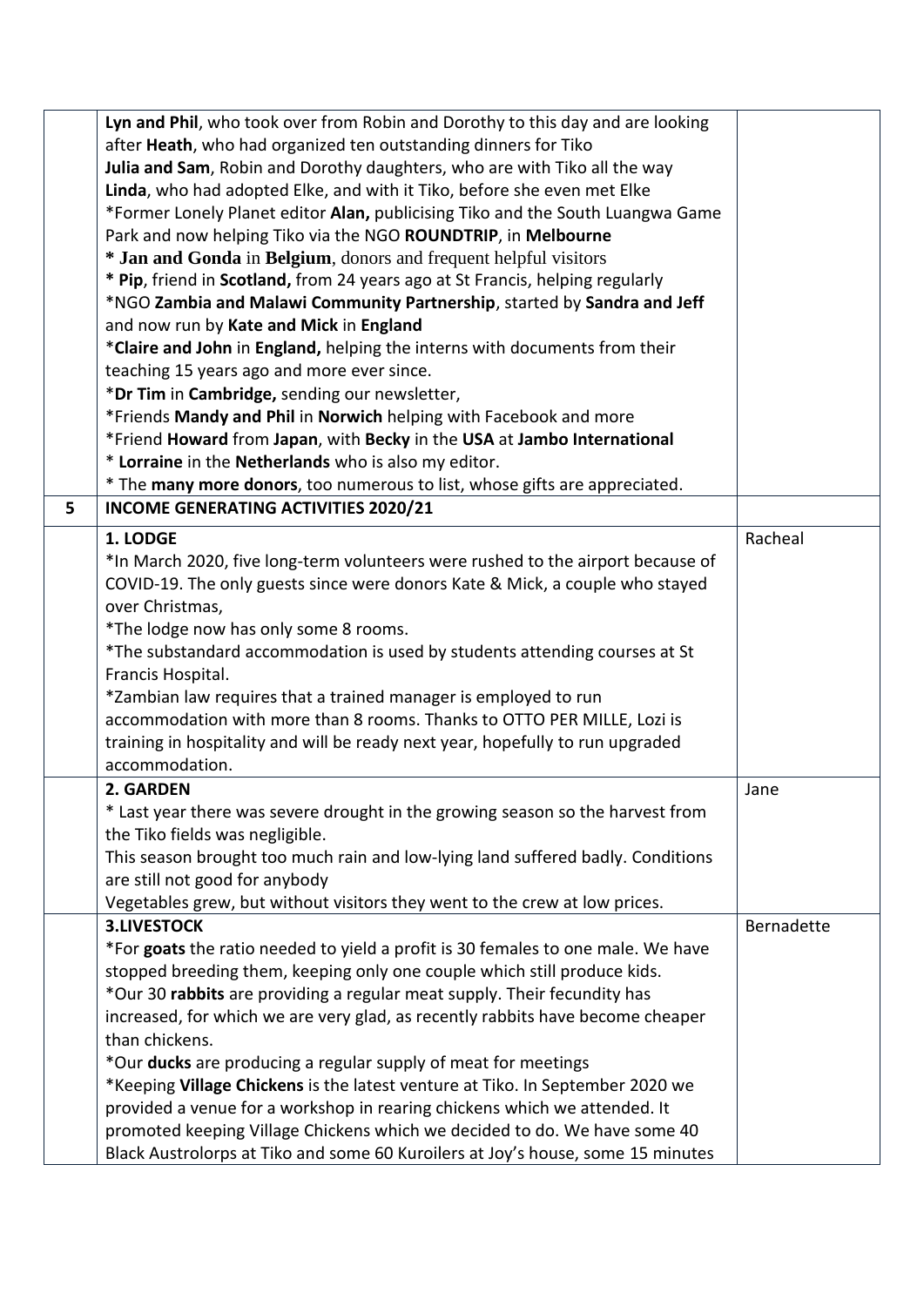|   |   |   |
|---|---|---|
|   | **Lyn and Phil**, who took over from Robin and Dorothy to this day and are looking after **Heath**, who had organized ten outstanding dinners for Tiko<br>**Julia and Sam**, Robin and Dorothy daughters, who are with Tiko all the way<br>**Linda**, who had adopted Elke, and with it Tiko, before she even met Elke<br>*Former Lonely Planet editor **Alan,** publicising Tiko and the South Luangwa Game Park and now helping Tiko via the NGO **ROUNDTRIP**, in **Melbourne**<br>* **Jan and Gonda** in **Belgium**, donors and frequent helpful visitors<br>* **Pip**, friend in **Scotland,** from 24 years ago at St Francis, helping regularly<br>*NGO **Zambia and Malawi Community Partnership**, started by **Sandra and Jeff** and now run by **Kate and Mick** in **England**<br>***Claire and John** in **England,** helping the interns with documents from their teaching 15 years ago and more ever since.<br>***Dr Tim** in **Cambridge,** sending our newsletter,<br>*Friends **Mandy and Phil** in **Norwich** helping with Facebook and more<br>*Friend **Howard** from **Japan**, with **Becky** in the **USA** at **Jambo International**<br>* **Lorraine** in the **Netherlands** who is also my editor.<br>* The **many more donors**, too numerous to list, whose gifts are appreciated. |   |
| **5** | **INCOME GENERATING ACTIVITIES 2020/21** |   |
|   | **1. LODGE**<br>*In March 2020, five long-term volunteers were rushed to the airport because of COVID-19. The only guests since were donors Kate & Mick, a couple who stayed over Christmas,<br>*The lodge now has only some 8 rooms.<br>*The substandard accommodation is used by students attending courses at St Francis Hospital.<br>*Zambian law requires that a trained manager is employed to run accommodation with more than 8 rooms. Thanks to OTTO PER MILLE, Lozi is training in hospitality and will be ready next year, hopefully to run upgraded accommodation. | Racheal |
|   | **2. GARDEN**<br>* Last year there was severe drought in the growing season so the harvest from the Tiko fields was negligible.<br>This season brought too much rain and low-lying land suffered badly. Conditions are still not good for anybody<br>Vegetables grew, but without visitors they went to the crew at low prices. | Jane |
|   | **3.LIVESTOCK**<br>*For **goats** the ratio needed to yield a profit is 30 females to one male. We have stopped breeding them, keeping only one couple which still produce kids.<br>*Our 30 **rabbits** are providing a regular meat supply. Their fecundity has increased, for which we are very glad, as recently rabbits have become cheaper than chickens.<br>*Our **ducks** are producing a regular supply of meat for meetings<br>*Keeping **Village Chickens** is the latest venture at Tiko. In September 2020 we provided a venue for a workshop in rearing chickens which we attended. It promoted keeping Village Chickens which we decided to do. We have some 40 Black Austrolorps at Tiko and some 60 Kuroilers at Joy's house, some 15 minutes | Bernadette |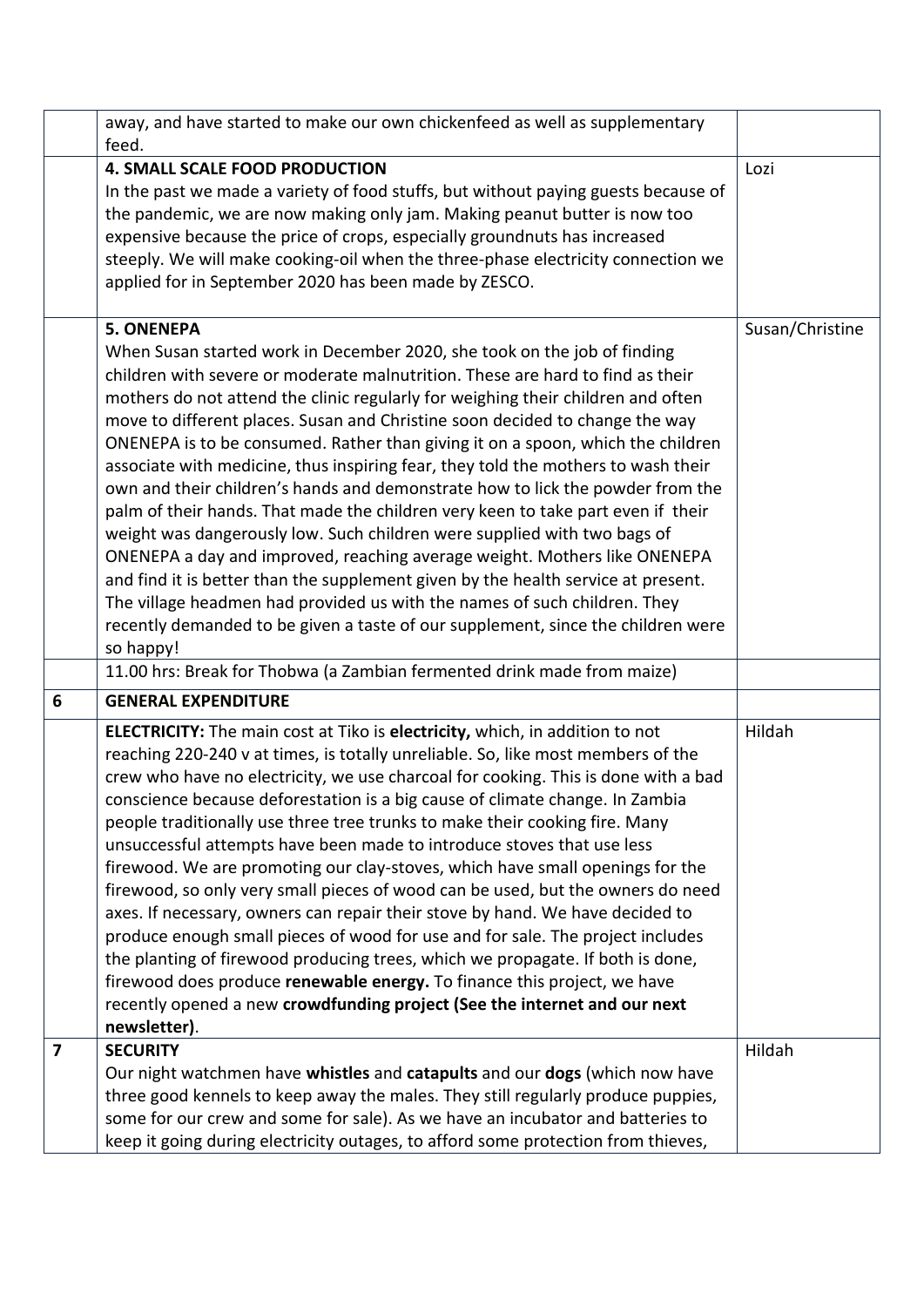|  |  |  |
|---|---|---|
|  | away, and have started to make our own chickenfeed as well as supplementary feed. |  |
|  | **4. SMALL SCALE FOOD PRODUCTION**<br>In the past we made a variety of food stuffs, but without paying guests because of the pandemic, we are now making only jam. Making peanut butter is now too expensive because the price of crops, especially groundnuts has increased steeply. We will make cooking-oil when the three-phase electricity connection we applied for in September 2020 has been made by ZESCO. | Lozi |
|  | **5. ONENEPA**<br>When Susan started work in December 2020, she took on the job of finding children with severe or moderate malnutrition. These are hard to find as their mothers do not attend the clinic regularly for weighing their children and often move to different places. Susan and Christine soon decided to change the way ONENEPA is to be consumed. Rather than giving it on a spoon, which the children associate with medicine, thus inspiring fear, they told the mothers to wash their own and their children's hands and demonstrate how to lick the powder from the palm of their hands. That made the children very keen to take part even if their weight was dangerously low. Such children were supplied with two bags of ONENEPA a day and improved, reaching average weight. Mothers like ONENEPA and find it is better than the supplement given by the health service at present. The village headmen had provided us with the names of such children. They recently demanded to be given a taste of our supplement, since the children were so happy! | Susan/Christine |
|  | 11.00 hrs: Break for Thobwa (a Zambian fermented drink made from maize) |  |
| 6 | **GENERAL EXPENDITURE** |  |
|  | **ELECTRICITY:** The main cost at Tiko is **electricity,** which, in addition to not reaching 220-240 v at times, is totally unreliable. So, like most members of the crew who have no electricity, we use charcoal for cooking. This is done with a bad conscience because deforestation is a big cause of climate change. In Zambia people traditionally use three tree trunks to make their cooking fire. Many unsuccessful attempts have been made to introduce stoves that use less firewood. We are promoting our clay-stoves, which have small openings for the firewood, so only very small pieces of wood can be used, but the owners do need axes. If necessary, owners can repair their stove by hand. We have decided to produce enough small pieces of wood for use and for sale. The project includes the planting of firewood producing trees, which we propagate. If both is done, firewood does produce **renewable energy.** To finance this project, we have recently opened a new **crowdfunding project (See the internet and our next newsletter)**. | Hildah |
| 7 | **SECURITY**<br>Our night watchmen have **whistles** and **catapults** and our **dogs** (which now have three good kennels to keep away the males. They still regularly produce puppies, some for our crew and some for sale). As we have an incubator and batteries to keep it going during electricity outages, to afford some protection from thieves, | Hildah |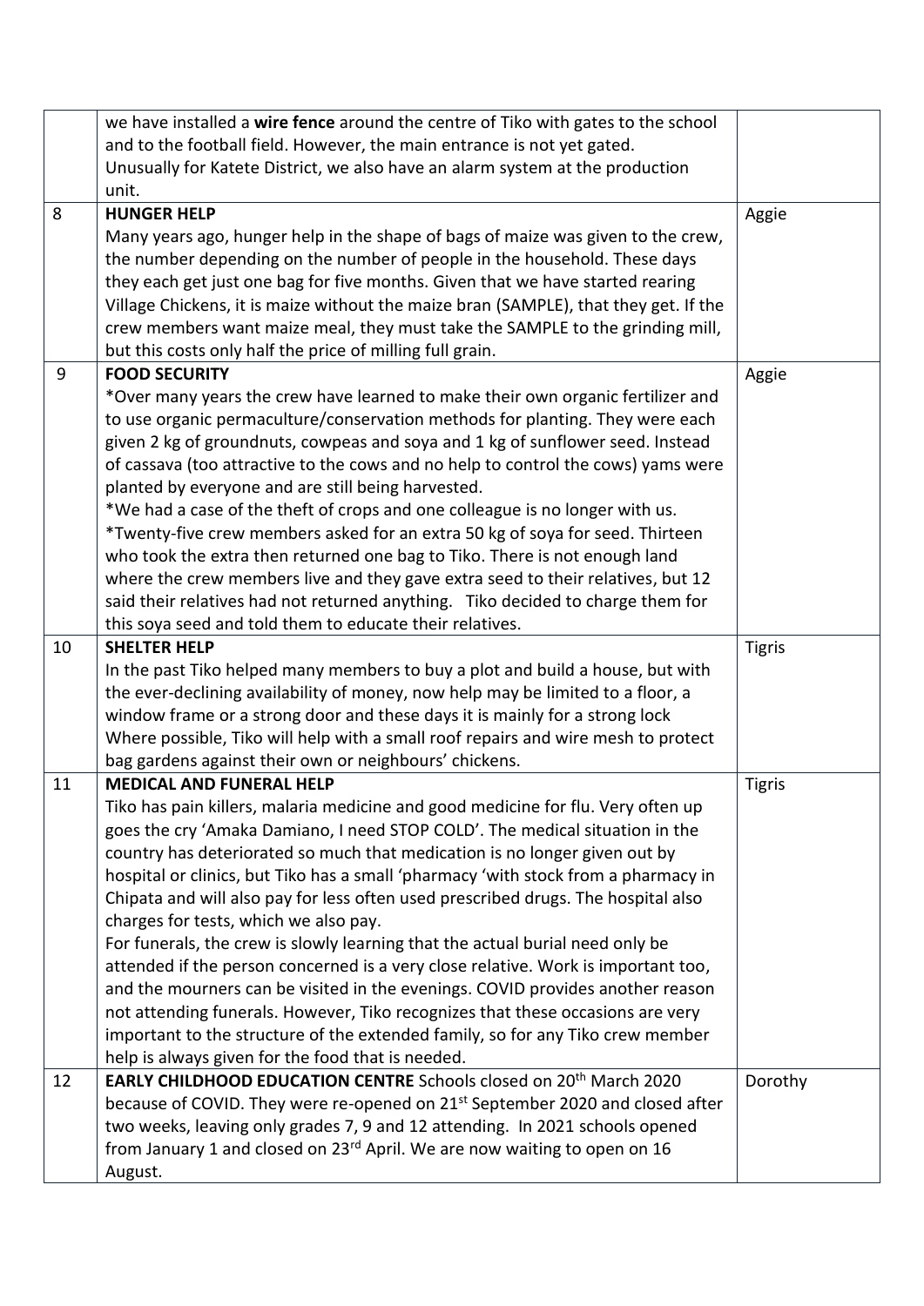| | | |
|---|---|---|
| | we have installed a **wire fence** around the centre of Tiko with gates to the school and to the football field. However, the main entrance is not yet gated.<br>Unusually for Katete District, we also have an alarm system at the production unit. | |
| 8 | **HUNGER HELP**<br>Many years ago, hunger help in the shape of bags of maize was given to the crew, the number depending on the number of people in the household. These days they each get just one bag for five months. Given that we have started rearing Village Chickens, it is maize without the maize bran (SAMPLE), that they get. If the crew members want maize meal, they must take the SAMPLE to the grinding mill, but this costs only half the price of milling full grain. | Aggie |
| 9 | **FOOD SECURITY**<br>*Over many years the crew have learned to make their own organic fertilizer and to use organic permaculture/conservation methods for planting. They were each given 2 kg of groundnuts, cowpeas and soya and 1 kg of sunflower seed. Instead of cassava (too attractive to the cows and no help to control the cows) yams were planted by everyone and are still being harvested.<br>*We had a case of the theft of crops and one colleague is no longer with us.<br>*Twenty-five crew members asked for an extra 50 kg of soya for seed. Thirteen who took the extra then returned one bag to Tiko. There is not enough land where the crew members live and they gave extra seed to their relatives, but 12 said their relatives had not returned anything. Tiko decided to charge them for this soya seed and told them to educate their relatives. | Aggie |
| 10 | **SHELTER HELP**<br>In the past Tiko helped many members to buy a plot and build a house, but with the ever-declining availability of money, now help may be limited to a floor, a window frame or a strong door and these days it is mainly for a strong lock<br>Where possible, Tiko will help with a small roof repairs and wire mesh to protect bag gardens against their own or neighbours' chickens. | Tigris |
| 11 | **MEDICAL AND FUNERAL HELP**<br>Tiko has pain killers, malaria medicine and good medicine for flu. Very often up goes the cry 'Amaka Damiano, I need STOP COLD'. The medical situation in the country has deteriorated so much that medication is no longer given out by hospital or clinics, but Tiko has a small 'pharmacy 'with stock from a pharmacy in Chipata and will also pay for less often used prescribed drugs. The hospital also charges for tests, which we also pay.<br>For funerals, the crew is slowly learning that the actual burial need only be attended if the person concerned is a very close relative. Work is important too, and the mourners can be visited in the evenings. COVID provides another reason not attending funerals. However, Tiko recognizes that these occasions are very important to the structure of the extended family, so for any Tiko crew member help is always given for the food that is needed. | Tigris |
| 12 | **EARLY CHILDHOOD EDUCATION CENTRE** Schools closed on 20th March 2020 because of COVID. They were re-opened on 21st September 2020 and closed after two weeks, leaving only grades 7, 9 and 12 attending. In 2021 schools opened from January 1 and closed on 23rd April. We are now waiting to open on 16 August. | Dorothy |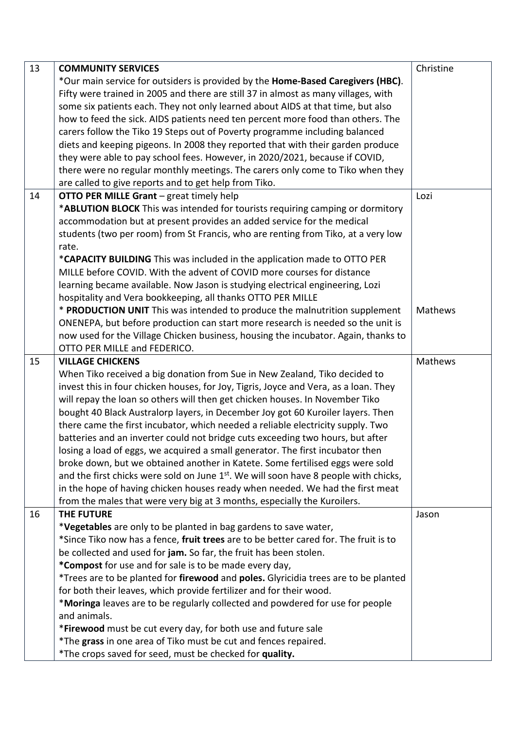| | | |
|---|---|---|
| 13 | **COMMUNITY SERVICES**<br>*Our main service for outsiders is provided by the **Home-Based Caregivers (HBC)**. Fifty were trained in 2005 and there are still 37 in almost as many villages, with some six patients each. They not only learned about AIDS at that time, but also how to feed the sick. AIDS patients need ten percent more food than others. The carers follow the Tiko 19 Steps out of Poverty programme including balanced diets and keeping pigeons. In 2008 they reported that with their garden produce they were able to pay school fees. However, in 2020/2021, because if COVID, there were no regular monthly meetings. The carers only come to Tiko when they are called to give reports and to get help from Tiko. | Christine |
| 14 | **OTTO PER MILLE Grant** – great timely help<br>***ABLUTION BLOCK** This was intended for tourists requiring camping or dormitory accommodation but at present provides an added service for the medical students (two per room) from St Francis, who are renting from Tiko, at a very low rate.<br>***CAPACITY BUILDING** This was included in the application made to OTTO PER MILLE before COVID. With the advent of COVID more courses for distance learning became available. Now Jason is studying electrical engineering, Lozi hospitality and Vera bookkeeping, all thanks OTTO PER MILLE<br>* **PRODUCTION UNIT** This was intended to produce the malnutrition supplement ONENEPA, but before production can start more research is needed so the unit is now used for the Village Chicken business, housing the incubator. Again, thanks to OTTO PER MILLE and FEDERICO. | Lozi<br><br><br><br><br><br><br><br>Mathews |
| 15 | **VILLAGE CHICKENS**<br>When Tiko received a big donation from Sue in New Zealand, Tiko decided to invest this in four chicken houses, for Joy, Tigris, Joyce and Vera, as a loan. They will repay the loan so others will then get chicken houses. In November Tiko bought 40 Black Australorp layers, in December Joy got 60 Kuroiler layers. Then there came the first incubator, which needed a reliable electricity supply. Two batteries and an inverter could not bridge cuts exceeding two hours, but after losing a load of eggs, we acquired a small generator. The first incubator then broke down, but we obtained another in Katete. Some fertilised eggs were sold and the first chicks were sold on June 1st. We will soon have 8 people with chicks, in the hope of having chicken houses ready when needed. We had the first meat from the males that were very big at 3 months, especially the Kuroilers. | Mathews |
| 16 | **THE FUTURE**<br>***Vegetables** are only to be planted in bag gardens to save water,<br>*Since Tiko now has a fence, **fruit trees** are to be better cared for. The fruit is to be collected and used for **jam.** So far, the fruit has been stolen.<br>***Compost** for use and for sale is to be made every day,<br>*Trees are to be planted for **firewood** and **poles.** Glyricidia trees are to be planted for both their leaves, which provide fertilizer and for their wood.<br>***Moringa** leaves are to be regularly collected and powdered for use for people and animals.<br>***Firewood** must be cut every day, for both use and future sale<br>*The **grass** in one area of Tiko must be cut and fences repaired.<br>*The crops saved for seed, must be checked for **quality.** | Jason |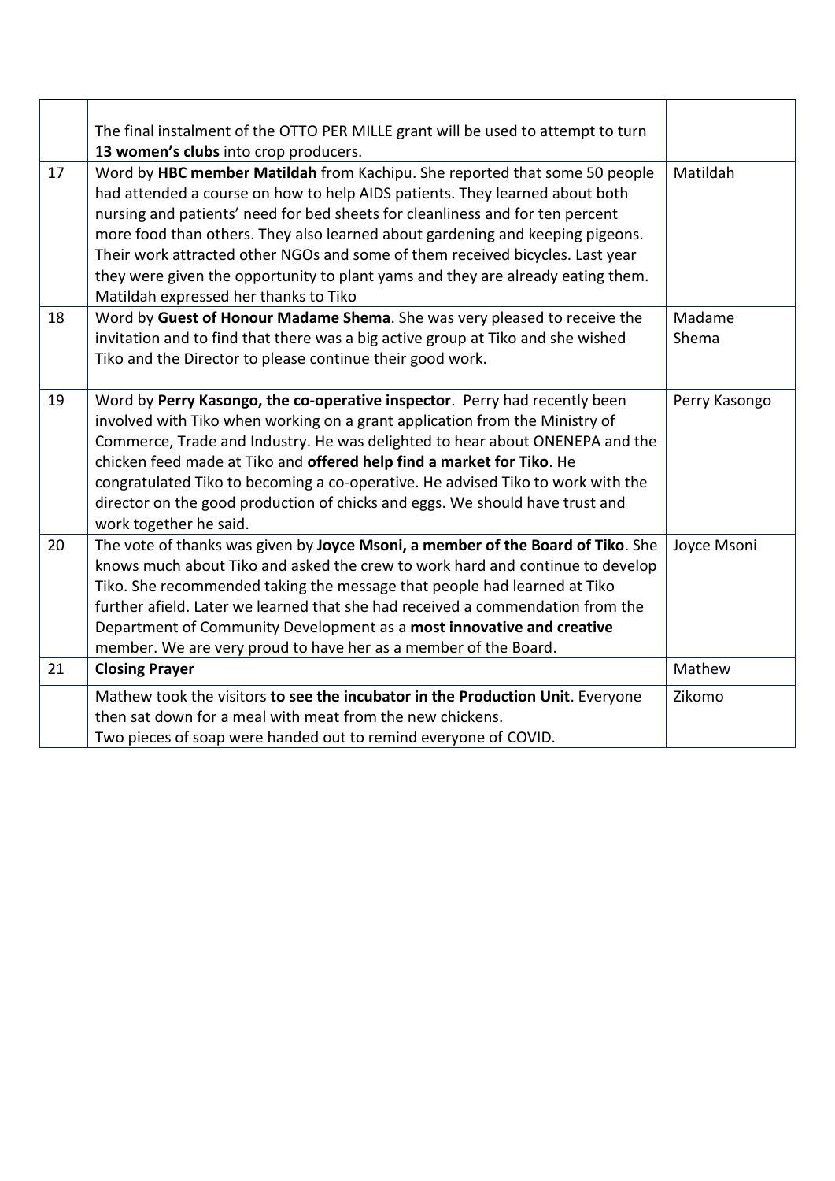| | | |
|---|---|---|
| | The final instalment of the OTTO PER MILLE grant will be used to attempt to turn 1**3 women's clubs** into crop producers. | |
| 17 | Word by **HBC member Matildah** from Kachipu. She reported that some 50 people had attended a course on how to help AIDS patients. They learned about both nursing and patients' need for bed sheets for cleanliness and for ten percent more food than others. They also learned about gardening and keeping pigeons. Their work attracted other NGOs and some of them received bicycles. Last year they were given the opportunity to plant yams and they are already eating them. Matildah expressed her thanks to Tiko | Matildah |
| 18 | Word by **Guest of Honour Madame Shema**. She was very pleased to receive the invitation and to find that there was a big active group at Tiko and she wished Tiko and the Director to please continue their good work. | Madame Shema |
| 19 | Word by **Perry Kasongo, the co-operative inspector**. Perry had recently been involved with Tiko when working on a grant application from the Ministry of Commerce, Trade and Industry. He was delighted to hear about ONENEPA and the chicken feed made at Tiko and **offered help find a market for Tiko**. He congratulated Tiko to becoming a co-operative. He advised Tiko to work with the director on the good production of chicks and eggs. We should have trust and work together he said. | Perry Kasongo |
| 20 | The vote of thanks was given by **Joyce Msoni, a member of the Board of Tiko**. She knows much about Tiko and asked the crew to work hard and continue to develop Tiko. She recommended taking the message that people had learned at Tiko further afield. Later we learned that she had received a commendation from the Department of Community Development as a **most innovative and creative** member. We are very proud to have her as a member of the Board. | Joyce Msoni |
| 21 | **Closing Prayer** | Mathew |
| | Mathew took the visitors **to see the incubator in the Production Unit**. Everyone then sat down for a meal with meat from the new chickens. Two pieces of soap were handed out to remind everyone of COVID. | Zikomo |